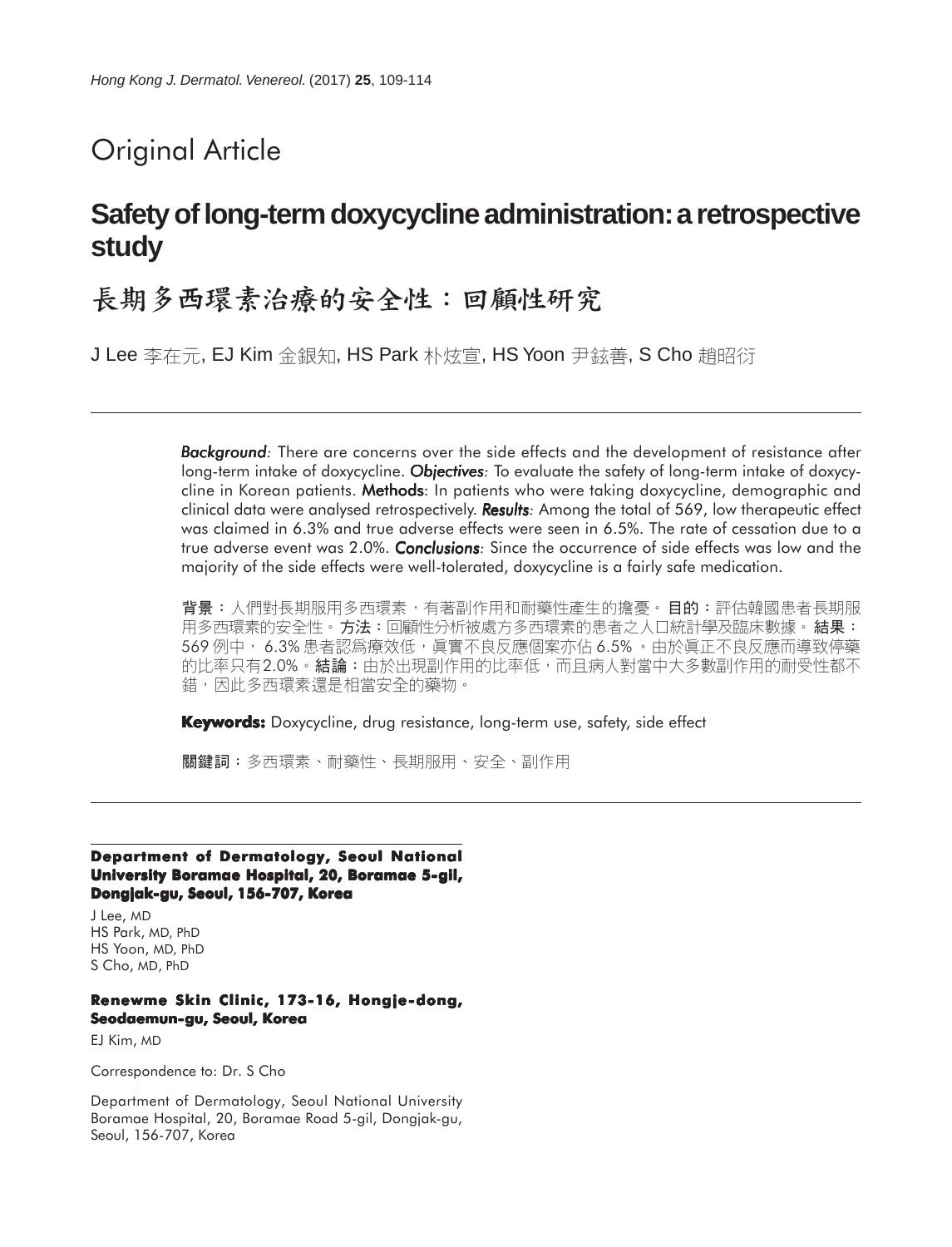Original Article

# Safety of long-term doxycycline administration: a retrospective study

# 長期多西環素治療的安全性：回顧性研究

J Lee 李在元, EJ Kim 金銀知, HS Park 朴炫宣, HS Yoon 尹鉉善, S Cho 趙昭衍

***Background***: There are concerns over the side effects and the development of resistance after long-term intake of doxycycline. ***Objectives***: To evaluate the safety of long-term intake of doxycycline in Korean patients. **Methods**: In patients who were taking doxycycline, demographic and clinical data were analysed retrospectively. ***Results***: Among the total of 569, low therapeutic effect was claimed in 6.3% and true adverse effects were seen in 6.5%. The rate of cessation due to a true adverse event was 2.0%. ***Conclusions***: Since the occurrence of side effects was low and the majority of the side effects were well-tolerated, doxycycline is a fairly safe medication.

**背景**：人們對長期服用多西環素，有著副作用和耐藥性產生的擔憂。**目的**：評估韓國患者長期服用多西環素的安全性。**方法**：回顧性分析被處方多西環素的患者之人口統計學及臨床數據。**結果**：569 例中， 6.3% 患者認爲療效低，眞實不良反應個案亦佔 6.5% 。由於眞正不良反應而導致停藥的比率只有2.0%。**結論**：由於出現副作用的比率低，而且病人對當中大多數副作用的耐受性都不錯，因此多西環素還是相當安全的藥物。

**Keywords:** Doxycycline, drug resistance, long-term use, safety, side effect

**關鍵詞**：多西環素、耐藥性、長期服用、安全、副作用

**Department of Dermatology, Seoul National University Boramae Hospital, 20, Boramae 5-gil, Dongjak-gu, Seoul, 156-707, Korea**

J Lee, MD
HS Park, MD, PhD
HS Yoon, MD, PhD
S Cho, MD, PhD

**Renewme Skin Clinic, 173-16, Hongje-dong, Seodaemun-gu, Seoul, Korea**

EJ Kim, MD

Correspondence to: Dr. S Cho

Department of Dermatology, Seoul National University Boramae Hospital, 20, Boramae Road 5-gil, Dongjak-gu, Seoul, 156-707, Korea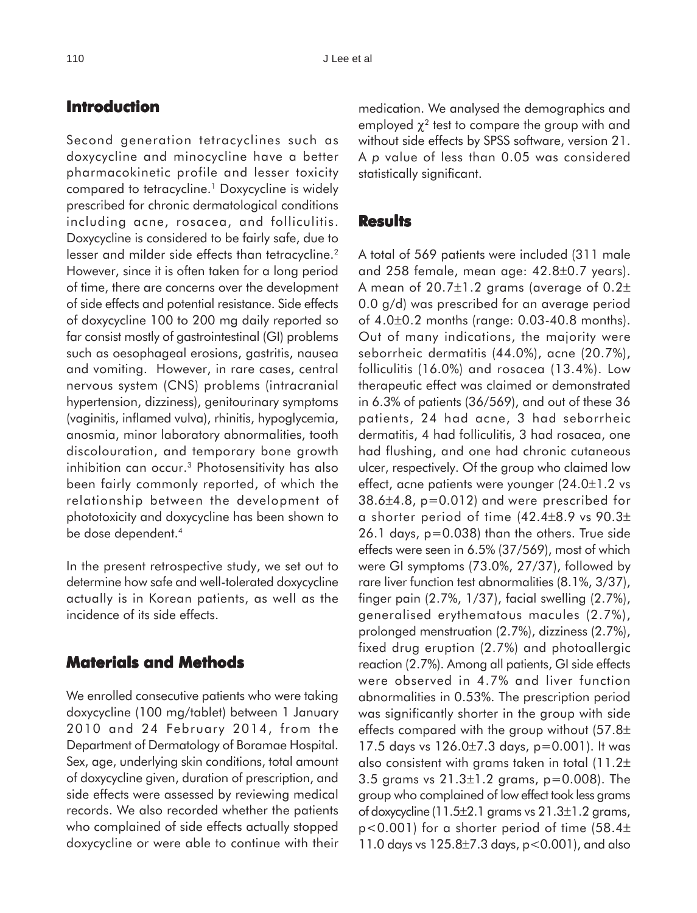## Introduction

Second generation tetracyclines such as doxycycline and minocycline have a better pharmacokinetic profile and lesser toxicity compared to tetracycline.[1] Doxycycline is widely prescribed for chronic dermatological conditions including acne, rosacea, and folliculitis. Doxycycline is considered to be fairly safe, due to lesser and milder side effects than tetracycline.[2] However, since it is often taken for a long period of time, there are concerns over the development of side effects and potential resistance. Side effects of doxycycline 100 to 200 mg daily reported so far consist mostly of gastrointestinal (GI) problems such as oesophageal erosions, gastritis, nausea and vomiting. However, in rare cases, central nervous system (CNS) problems (intracranial hypertension, dizziness), genitourinary symptoms (vaginitis, inflamed vulva), rhinitis, hypoglycemia, anosmia, minor laboratory abnormalities, tooth discolouration, and temporary bone growth inhibition can occur.[3] Photosensitivity has also been fairly commonly reported, of which the relationship between the development of phototoxicity and doxycycline has been shown to be dose dependent.[4]

In the present retrospective study, we set out to determine how safe and well-tolerated doxycycline actually is in Korean patients, as well as the incidence of its side effects.

## Materials and Methods

We enrolled consecutive patients who were taking doxycycline (100 mg/tablet) between 1 January 2010 and 24 February 2014, from the Department of Dermatology of Boramae Hospital. Sex, age, underlying skin conditions, total amount of doxycycline given, duration of prescription, and side effects were assessed by reviewing medical records. We also recorded whether the patients who complained of side effects actually stopped doxycycline or were able to continue with their medication. We analysed the demographics and employed $\chi^2$ test to compare the group with and without side effects by SPSS software, version 21. A $p$ value of less than 0.05 was considered statistically significant.

## Results

A total of 569 patients were included (311 male and 258 female, mean age: 42.8±0.7 years). A mean of 20.7±1.2 grams (average of 0.2±0.0 g/d) was prescribed for an average period of 4.0±0.2 months (range: 0.03-40.8 months). Out of many indications, the majority were seborrheic dermatitis (44.0%), acne (20.7%), folliculitis (16.0%) and rosacea (13.4%). Low therapeutic effect was claimed or demonstrated in 6.3% of patients (36/569), and out of these 36 patients, 24 had acne, 3 had seborrheic dermatitis, 4 had folliculitis, 3 had rosacea, one had flushing, and one had chronic cutaneous ulcer, respectively. Of the group who claimed low effect, acne patients were younger (24.0±1.2 vs 38.6±4.8, $p=0.012$) and were prescribed for a shorter period of time (42.4±8.9 vs 90.3±26.1 days, $p=0.038$) than the others. True side effects were seen in 6.5% (37/569), most of which were GI symptoms (73.0%, 27/37), followed by rare liver function test abnormalities (8.1%, 3/37), finger pain (2.7%, 1/37), facial swelling (2.7%), generalised erythematous macules (2.7%), prolonged menstruation (2.7%), dizziness (2.7%), fixed drug eruption (2.7%) and photoallergic reaction (2.7%). Among all patients, GI side effects were observed in 4.7% and liver function abnormalities in 0.53%. The prescription period was significantly shorter in the group with side effects compared with the group without (57.8±17.5 days vs 126.0±7.3 days, $p=0.001$). It was also consistent with grams taken in total (11.2±3.5 grams vs 21.3±1.2 grams, $p=0.008$). The group who complained of low effect took less grams of doxycycline (11.5±2.1 grams vs 21.3±1.2 grams, $p<0.001$) for a shorter period of time (58.4±11.0 days vs 125.8±7.3 days, $p<0.001$), and also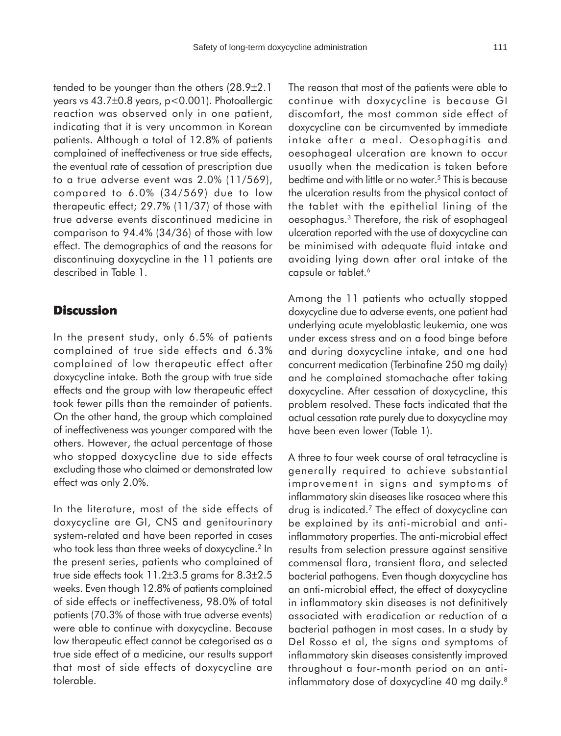tended to be younger than the others (28.9±2.1 years vs 43.7±0.8 years, $p<0.001$). Photoallergic reaction was observed only in one patient, indicating that it is very uncommon in Korean patients. Although a total of 12.8% of patients complained of ineffectiveness or true side effects, the eventual rate of cessation of prescription due to a true adverse event was 2.0% (11/569), compared to 6.0% (34/569) due to low therapeutic effect; 29.7% (11/37) of those with true adverse events discontinued medicine in comparison to 94.4% (34/36) of those with low effect. The demographics of and the reasons for discontinuing doxycycline in the 11 patients are described in Table 1.

## Discussion

In the present study, only 6.5% of patients complained of true side effects and 6.3% complained of low therapeutic effect after doxycycline intake. Both the group with true side effects and the group with low therapeutic effect took fewer pills than the remainder of patients. On the other hand, the group which complained of ineffectiveness was younger compared with the others. However, the actual percentage of those who stopped doxycycline due to side effects excluding those who claimed or demonstrated low effect was only 2.0%.

In the literature, most of the side effects of doxycycline are GI, CNS and genitourinary system-related and have been reported in cases who took less than three weeks of doxycycline.[2] In the present series, patients who complained of true side effects took 11.2±3.5 grams for 8.3±2.5 weeks. Even though 12.8% of patients complained of side effects or ineffectiveness, 98.0% of total patients (70.3% of those with true adverse events) were able to continue with doxycycline. Because low therapeutic effect cannot be categorised as a true side effect of a medicine, our results support that most of side effects of doxycycline are tolerable.

The reason that most of the patients were able to continue with doxycycline is because GI discomfort, the most common side effect of doxycycline can be circumvented by immediate intake after a meal. Oesophagitis and oesophageal ulceration are known to occur usually when the medication is taken before bedtime and with little or no water.[5] This is because the ulceration results from the physical contact of the tablet with the epithelial lining of the oesophagus.[3] Therefore, the risk of esophageal ulceration reported with the use of doxycycline can be minimised with adequate fluid intake and avoiding lying down after oral intake of the capsule or tablet.[6]

Among the 11 patients who actually stopped doxycycline due to adverse events, one patient had underlying acute myeloblastic leukemia, one was under excess stress and on a food binge before and during doxycycline intake, and one had concurrent medication (Terbinafine 250 mg daily) and he complained stomachache after taking doxycycline. After cessation of doxycycline, this problem resolved. These facts indicated that the actual cessation rate purely due to doxycycline may have been even lower (Table 1).

A three to four week course of oral tetracycline is generally required to achieve substantial improvement in signs and symptoms of inflammatory skin diseases like rosacea where this drug is indicated.[7] The effect of doxycycline can be explained by its anti-microbial and anti-inflammatory properties. The anti-microbial effect results from selection pressure against sensitive commensal flora, transient flora, and selected bacterial pathogens. Even though doxycycline has an anti-microbial effect, the effect of doxycycline in inflammatory skin diseases is not definitively associated with eradication or reduction of a bacterial pathogen in most cases. In a study by Del Rosso et al, the signs and symptoms of inflammatory skin diseases consistently improved throughout a four-month period on an anti-inflammatory dose of doxycycline 40 mg daily.[8]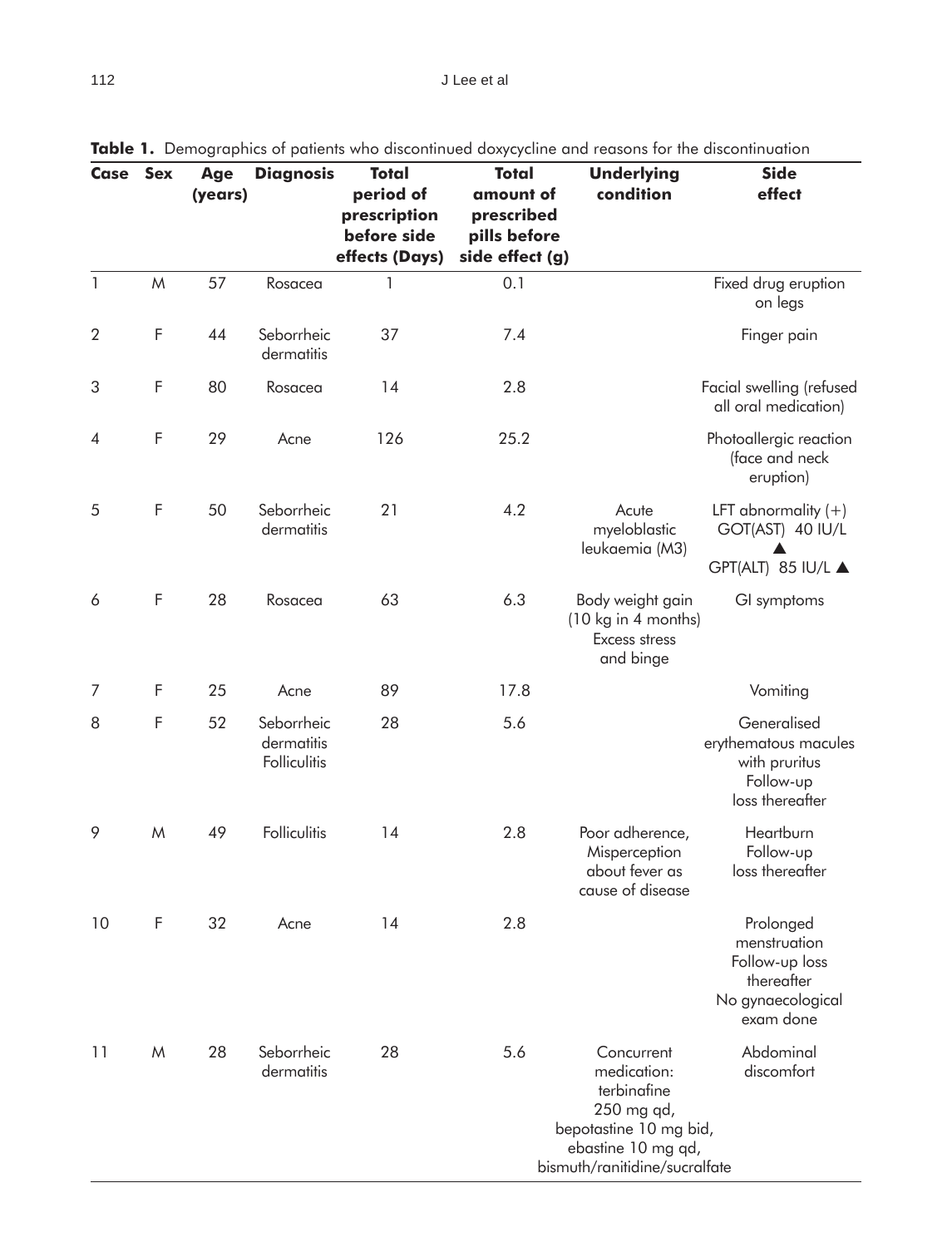**Table 1.** Demographics of patients who discontinued doxycycline and reasons for the discontinuation

| Case | Sex | Age (years) | Diagnosis | Total period of prescription before side effects (Days) | Total amount of prescribed pills before side effect (g) | Underlying condition | Side effect |
|---|---|---|---|---|---|---|---|
| 1 | M | 57 | Rosacea | 1 | 0.1 | | Fixed drug eruption on legs |
| 2 | F | 44 | Seborrheic dermatitis | 37 | 7.4 | | Finger pain |
| 3 | F | 80 | Rosacea | 14 | 2.8 | | Facial swelling (refused all oral medication) |
| 4 | F | 29 | Acne | 126 | 25.2 | | Photoallergic reaction (face and neck eruption) |
| 5 | F | 50 | Seborrheic dermatitis | 21 | 4.2 | Acute myeloblastic leukaemia (M3) | LFT abnormality (+) GOT(AST) 40 IU/L ▲ GPT(ALT) 85 IU/L ▲ |
| 6 | F | 28 | Rosacea | 63 | 6.3 | Body weight gain (10 kg in 4 months) Excess stress and binge | GI symptoms |
| 7 | F | 25 | Acne | 89 | 17.8 | | Vomiting |
| 8 | F | 52 | Seborrheic dermatitis Folliculitis | 28 | 5.6 | | Generalised erythematous macules with pruritus Follow-up loss thereafter |
| 9 | M | 49 | Folliculitis | 14 | 2.8 | Poor adherence, Misperception about fever as cause of disease | Heartburn Follow-up loss thereafter |
| 10 | F | 32 | Acne | 14 | 2.8 | | Prolonged menstruation Follow-up loss thereafter No gynaecological exam done |
| 11 | M | 28 | Seborrheic dermatitis | 28 | 5.6 | Concurrent medication: terbinafine 250 mg qd, bepotastine 10 mg bid, ebastine 10 mg qd, bismuth/ranitidine/sucralfate | Abdominal discomfort |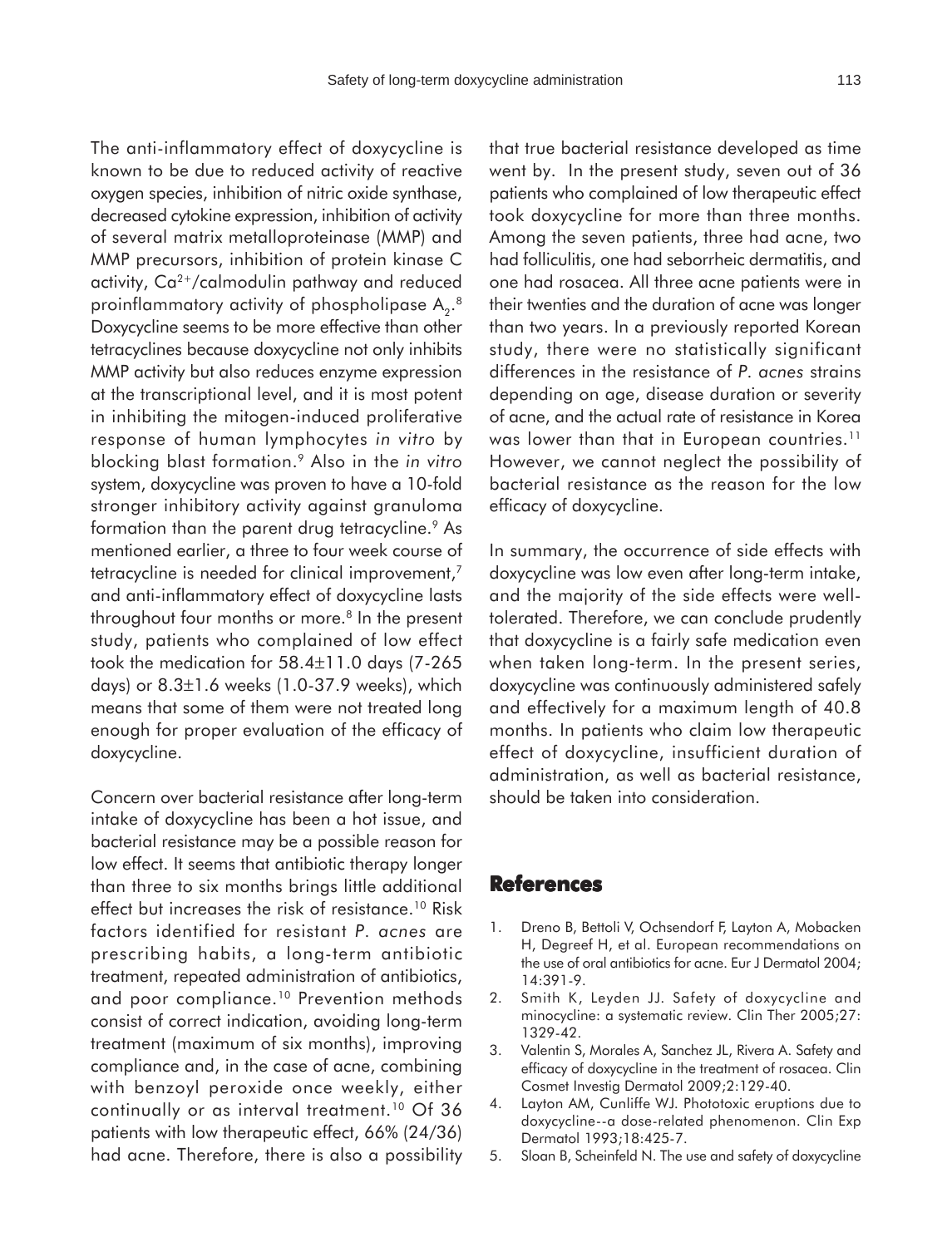The anti-inflammatory effect of doxycycline is known to be due to reduced activity of reactive oxygen species, inhibition of nitric oxide synthase, decreased cytokine expression, inhibition of activity of several matrix metalloproteinase (MMP) and MMP precursors, inhibition of protein kinase C activity, $Ca^{2+}$/calmodulin pathway and reduced proinflammatory activity of phospholipase $A_2$.[8] Doxycycline seems to be more effective than other tetracyclines because doxycycline not only inhibits MMP activity but also reduces enzyme expression at the transcriptional level, and it is most potent in inhibiting the mitogen-induced proliferative response of human lymphocytes *in vitro* by blocking blast formation.[9] Also in the *in vitro* system, doxycycline was proven to have a 10-fold stronger inhibitory activity against granuloma formation than the parent drug tetracycline.[9] As mentioned earlier, a three to four week course of tetracycline is needed for clinical improvement,[7] and anti-inflammatory effect of doxycycline lasts throughout four months or more.[8] In the present study, patients who complained of low effect took the medication for 58.4±11.0 days (7-265 days) or 8.3±1.6 weeks (1.0-37.9 weeks), which means that some of them were not treated long enough for proper evaluation of the efficacy of doxycycline.

Concern over bacterial resistance after long-term intake of doxycycline has been a hot issue, and bacterial resistance may be a possible reason for low effect. It seems that antibiotic therapy longer than three to six months brings little additional effect but increases the risk of resistance.[10] Risk factors identified for resistant *P. acnes* are prescribing habits, a long-term antibiotic treatment, repeated administration of antibiotics, and poor compliance.[10] Prevention methods consist of correct indication, avoiding long-term treatment (maximum of six months), improving compliance and, in the case of acne, combining with benzoyl peroxide once weekly, either continually or as interval treatment.[10] Of 36 patients with low therapeutic effect, 66% (24/36) had acne. Therefore, there is also a possibility that true bacterial resistance developed as time went by. In the present study, seven out of 36 patients who complained of low therapeutic effect took doxycycline for more than three months. Among the seven patients, three had acne, two had folliculitis, one had seborrheic dermatitis, and one had rosacea. All three acne patients were in their twenties and the duration of acne was longer than two years. In a previously reported Korean study, there were no statistically significant differences in the resistance of *P. acnes* strains depending on age, disease duration or severity of acne, and the actual rate of resistance in Korea was lower than that in European countries.[11] However, we cannot neglect the possibility of bacterial resistance as the reason for the low efficacy of doxycycline.

In summary, the occurrence of side effects with doxycycline was low even after long-term intake, and the majority of the side effects were well-tolerated. Therefore, we can conclude prudently that doxycycline is a fairly safe medication even when taken long-term. In the present series, doxycycline was continuously administered safely and effectively for a maximum length of 40.8 months. In patients who claim low therapeutic effect of doxycycline, insufficient duration of administration, as well as bacterial resistance, should be taken into consideration.

## References

1. Dreno B, Bettoli V, Ochsendorf F, Layton A, Mobacken H, Degreef H, et al. European recommendations on the use of oral antibiotics for acne. Eur J Dermatol 2004; 14:391-9.
2. Smith K, Leyden JJ. Safety of doxycycline and minocycline: a systematic review. Clin Ther 2005;27: 1329-42.
3. Valentin S, Morales A, Sanchez JL, Rivera A. Safety and efficacy of doxycycline in the treatment of rosacea. Clin Cosmet Investig Dermatol 2009;2:129-40.
4. Layton AM, Cunliffe WJ. Phototoxic eruptions due to doxycycline--a dose-related phenomenon. Clin Exp Dermatol 1993;18:425-7.
5. Sloan B, Scheinfeld N. The use and safety of doxycycline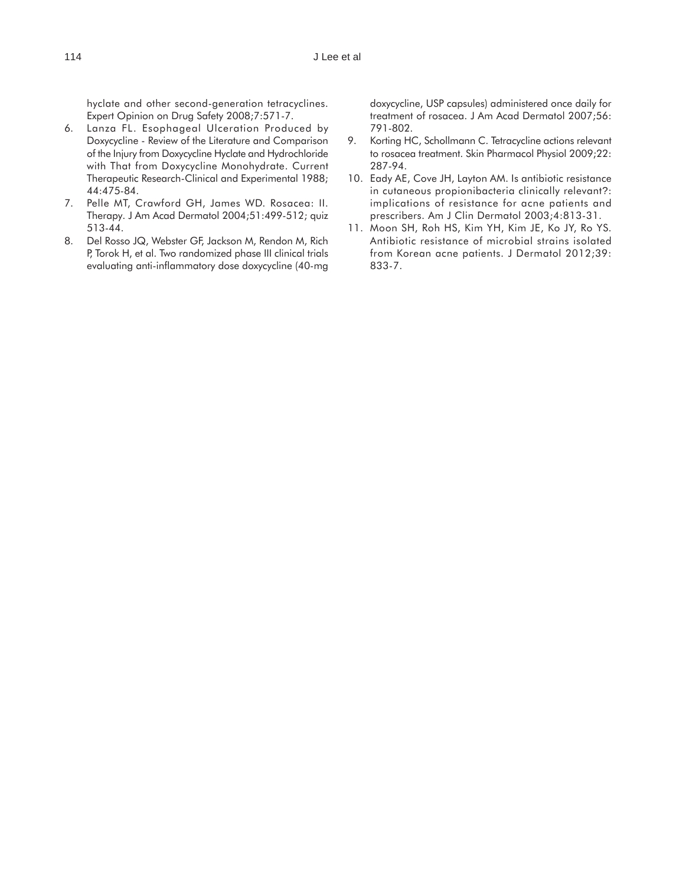hyclate and other second-generation tetracyclines. Expert Opinion on Drug Safety 2008;7:571-7.

6. Lanza FL. Esophageal Ulceration Produced by Doxycycline - Review of the Literature and Comparison of the Injury from Doxycycline Hyclate and Hydrochloride with That from Doxycycline Monohydrate. Current Therapeutic Research-Clinical and Experimental 1988; 44:475-84.
7. Pelle MT, Crawford GH, James WD. Rosacea: II. Therapy. J Am Acad Dermatol 2004;51:499-512; quiz 513-44.
8. Del Rosso JQ, Webster GF, Jackson M, Rendon M, Rich P, Torok H, et al. Two randomized phase III clinical trials evaluating anti-inflammatory dose doxycycline (40-mg doxycycline, USP capsules) administered once daily for treatment of rosacea. J Am Acad Dermatol 2007;56: 791-802.
9. Korting HC, Schollmann C. Tetracycline actions relevant to rosacea treatment. Skin Pharmacol Physiol 2009;22: 287-94.
10. Eady AE, Cove JH, Layton AM. Is antibiotic resistance in cutaneous propionibacteria clinically relevant?: implications of resistance for acne patients and prescribers. Am J Clin Dermatol 2003;4:813-31.
11. Moon SH, Roh HS, Kim YH, Kim JE, Ko JY, Ro YS. Antibiotic resistance of microbial strains isolated from Korean acne patients. J Dermatol 2012;39: 833-7.